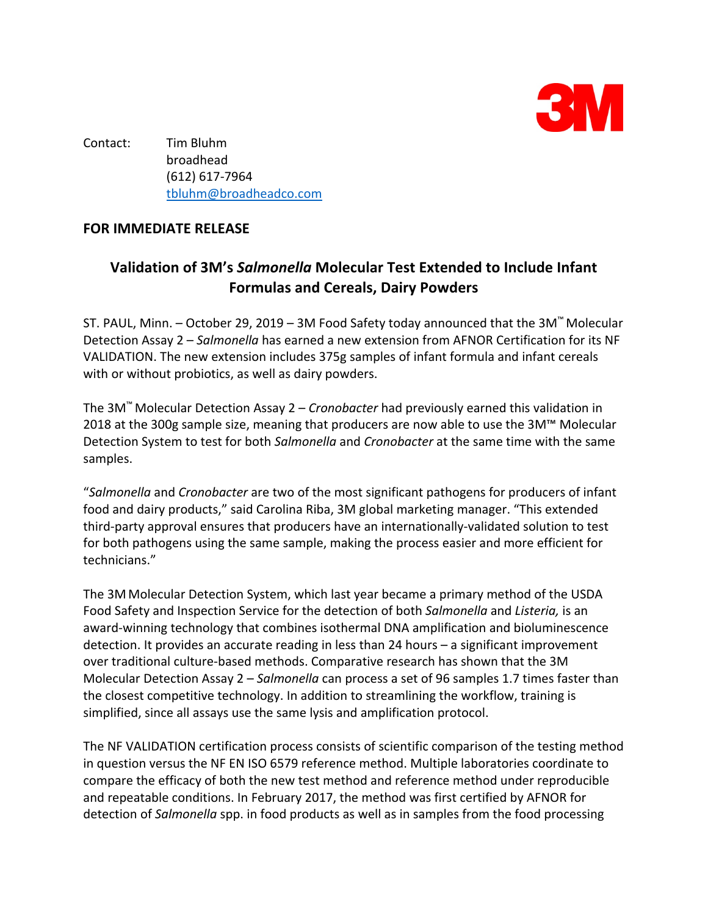Contact: Tim Bluhm  
broadhead  
(612) 617-7964  
tbluhm@broadheadco.com

**FOR IMMEDIATE RELEASE**

## Validation of 3M's *Salmonella* Molecular Test Extended to Include Infant Formulas and Cereals, Dairy Powders

ST. PAUL, Minn. – October 29, 2019 – 3M Food Safety today announced that the 3M™ Molecular Detection Assay 2 – *Salmonella* has earned a new extension from AFNOR Certification for its NF VALIDATION. The new extension includes 375g samples of infant formula and infant cereals with or without probiotics, as well as dairy powders.

The 3M™ Molecular Detection Assay 2 – *Cronobacter* had previously earned this validation in 2018 at the 300g sample size, meaning that producers are now able to use the 3M™ Molecular Detection System to test for both *Salmonella* and *Cronobacter* at the same time with the same samples.

"*Salmonella* and *Cronobacter* are two of the most significant pathogens for producers of infant food and dairy products," said Carolina Riba, 3M global marketing manager. "This extended third-party approval ensures that producers have an internationally-validated solution to test for both pathogens using the same sample, making the process easier and more efficient for technicians."

The 3M Molecular Detection System, which last year became a primary method of the USDA Food Safety and Inspection Service for the detection of both *Salmonella* and *Listeria,* is an award-winning technology that combines isothermal DNA amplification and bioluminescence detection. It provides an accurate reading in less than 24 hours – a significant improvement over traditional culture-based methods. Comparative research has shown that the 3M Molecular Detection Assay 2 – *Salmonella* can process a set of 96 samples 1.7 times faster than the closest competitive technology. In addition to streamlining the workflow, training is simplified, since all assays use the same lysis and amplification protocol.

The NF VALIDATION certification process consists of scientific comparison of the testing method in question versus the NF EN ISO 6579 reference method. Multiple laboratories coordinate to compare the efficacy of both the new test method and reference method under reproducible and repeatable conditions. In February 2017, the method was first certified by AFNOR for detection of *Salmonella* spp. in food products as well as in samples from the food processing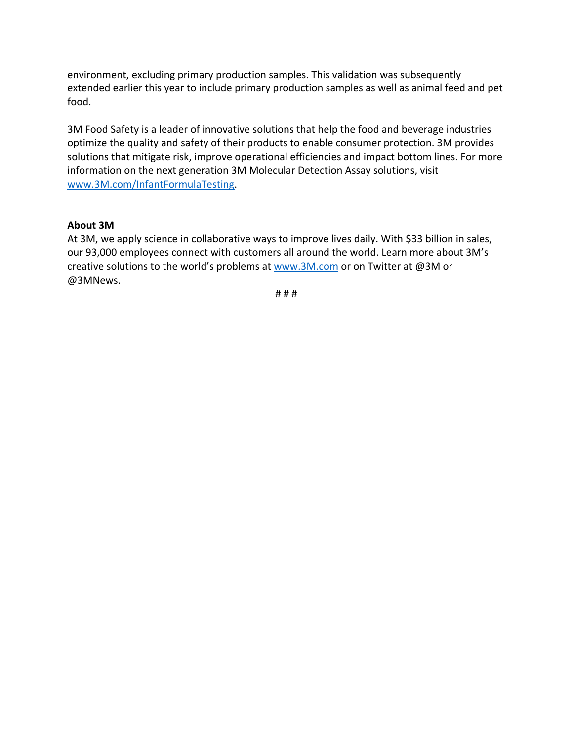environment, excluding primary production samples. This validation was subsequently extended earlier this year to include primary production samples as well as animal feed and pet food.

3M Food Safety is a leader of innovative solutions that help the food and beverage industries optimize the quality and safety of their products to enable consumer protection. 3M provides solutions that mitigate risk, improve operational efficiencies and impact bottom lines. For more information on the next generation 3M Molecular Detection Assay solutions, visit [www.3M.com/InfantFormulaTesting](www.3M.com/InfantFormulaTesting).

**About 3M**

At 3M, we apply science in collaborative ways to improve lives daily. With $33 billion in sales, our 93,000 employees connect with customers all around the world. Learn more about 3M's creative solutions to the world's problems at [www.3M.com](www.3M.com) or on Twitter at @3M or @3MNews.

# # #